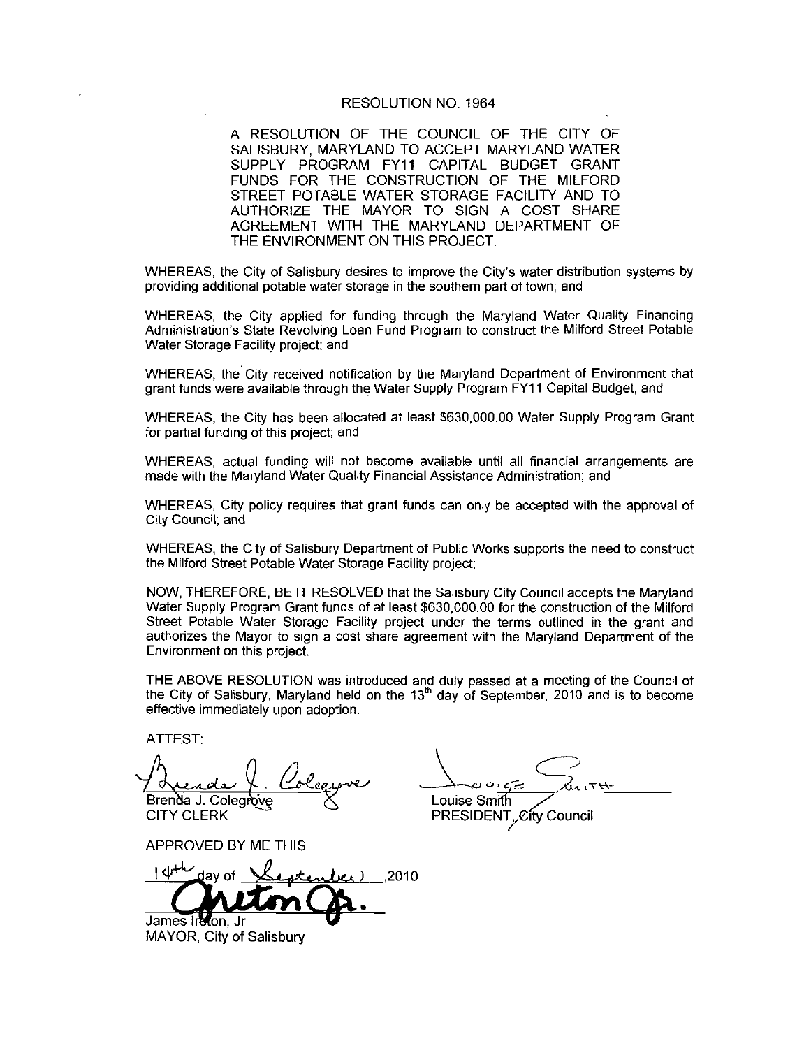# RESOLUTION NO. 1964

A RESOLUTION OF THE COUNCIL OF THE CITY OF SALISBURY, MARYLAND TO ACCEPT MARYLAND WATER SUPPLY PROGRAM FY11 CAPITAL BUDGET GRANT FUNDS FOR THE CONSTRUCTION OF THE MILFORD STREET POTABLE WATER STORAGE FACILITY AND TO AUTHORIZE THE MAYOR TO SIGN A COST SHARE AGREEMENT WITH THE MARYLAND DEPARTMENT OF THE ENVIRONMENT ON THIS PROJECT.

WHEREAS, the City of Salisbury desires to improve the City's water distribution systems by providing additional potable water storage in the southern part of town; and

WHEREAS, the City applied for funding through the Maryland Water Quality Financing Administration's State Revolving Loan Fund Program to construct the Milford Street Potable Water Storage Facility project; and

WHEREAS, the City received notification by the Maryland Department of Environment that grant funds were available through the Water Supply Program FY11 Capital Budget; and

WHEREAS, the City has been allocated at least $630,000.00 Water Supply Program Grant for partial funding of this project; and

WHEREAS, actual funding will not become available until all financial arrangements are made with the Maryland Water Quality Financial Assistance Administration; and

WHEREAS, City policy requires that grant funds can only be accepted with the approval of City Council; and

WHEREAS, the City of Salisbury Department of Public Works supports the need to construct the Milford Street Potable Water Storage Facility project;

NOW, THEREFORE, BE IT RESOLVED that the Salisbury City Council accepts the Maryland Water Supply Program Grant funds of at least $630,000.00 for the construction of the Milford Street Potable Water Storage Facility project under the terms outlined in the grant and authorizes the Mayor to sign a cost share agreement with the Maryland Department of the Environment on this project.

THE ABOVE RESOLUTION was introduced and duly passed at a meeting of the Council of the City of Salisbury, Maryland held on the 13th day of September, 2010 and is to become effective immediately upon adoption.

ATTEST:

Brenda J. Colegrove
CITY CLERK

Louise Smith
PRESIDENT, City Council

APPROVED BY ME THIS

14th day of September, 2010

James Ireton, Jr
MAYOR, City of Salisbury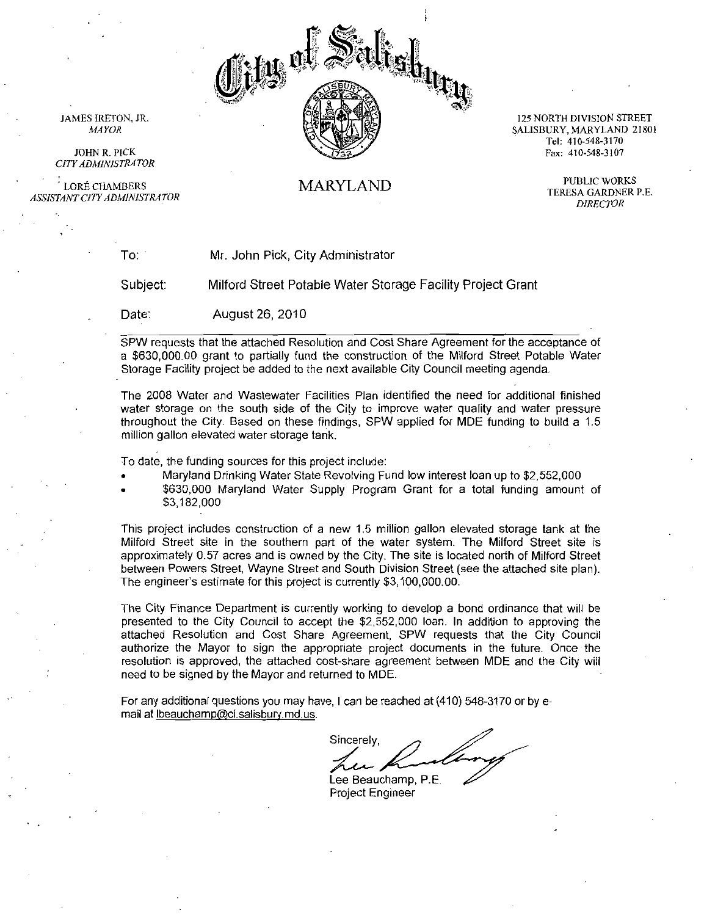JAMES IRETON, JR.
*MAYOR*

JOHN R. PICK
*CITY ADMINISTRATOR*

LORÉ CHAMBERS
*ASSISTANT CITY ADMINISTRATOR*

# City of Salisbury

MARYLAND

125 NORTH DIVISION STREET
SALISBURY, MARYLAND 21801
Tel: 410-548-3170
Fax: 410-548-3107

PUBLIC WORKS
TERESA GARDNER P.E.
*DIRECTOR*

To: Mr. John Pick, City Administrator

Subject: Milford Street Potable Water Storage Facility Project Grant

Date: August 26, 2010

---

SPW requests that the attached Resolution and Cost Share Agreement for the acceptance of a $630,000.00 grant to partially fund the construction of the Milford Street Potable Water Storage Facility project be added to the next available City Council meeting agenda.

The 2008 Water and Wastewater Facilities Plan identified the need for additional finished water storage on the south side of the City to improve water quality and water pressure throughout the City. Based on these findings, SPW applied for MDE funding to build a 1.5 million gallon elevated water storage tank.

To date, the funding sources for this project include:

- Maryland Drinking Water State Revolving Fund low interest loan up to $2,552,000
- $630,000 Maryland Water Supply Program Grant for a total funding amount of $3,182,000

This project includes construction of a new 1.5 million gallon elevated storage tank at the Milford Street site in the southern part of the water system. The Milford Street site is approximately 0.57 acres and is owned by the City. The site is located north of Milford Street between Powers Street, Wayne Street and South Division Street (see the attached site plan). The engineer's estimate for this project is currently $3,100,000.00.

The City Finance Department is currently working to develop a bond ordinance that will be presented to the City Council to accept the $2,552,000 loan. In addition to approving the attached Resolution and Cost Share Agreement, SPW requests that the City Council authorize the Mayor to sign the appropriate project documents in the future. Once the resolution is approved, the attached cost-share agreement between MDE and the City will need to be signed by the Mayor and returned to MDE.

For any additional questions you may have, I can be reached at (410) 548-3170 or by e-mail at lbeauchamp@ci.salisbury.md.us.

Sincerely,

Lee Beauchamp, P.E.
Project Engineer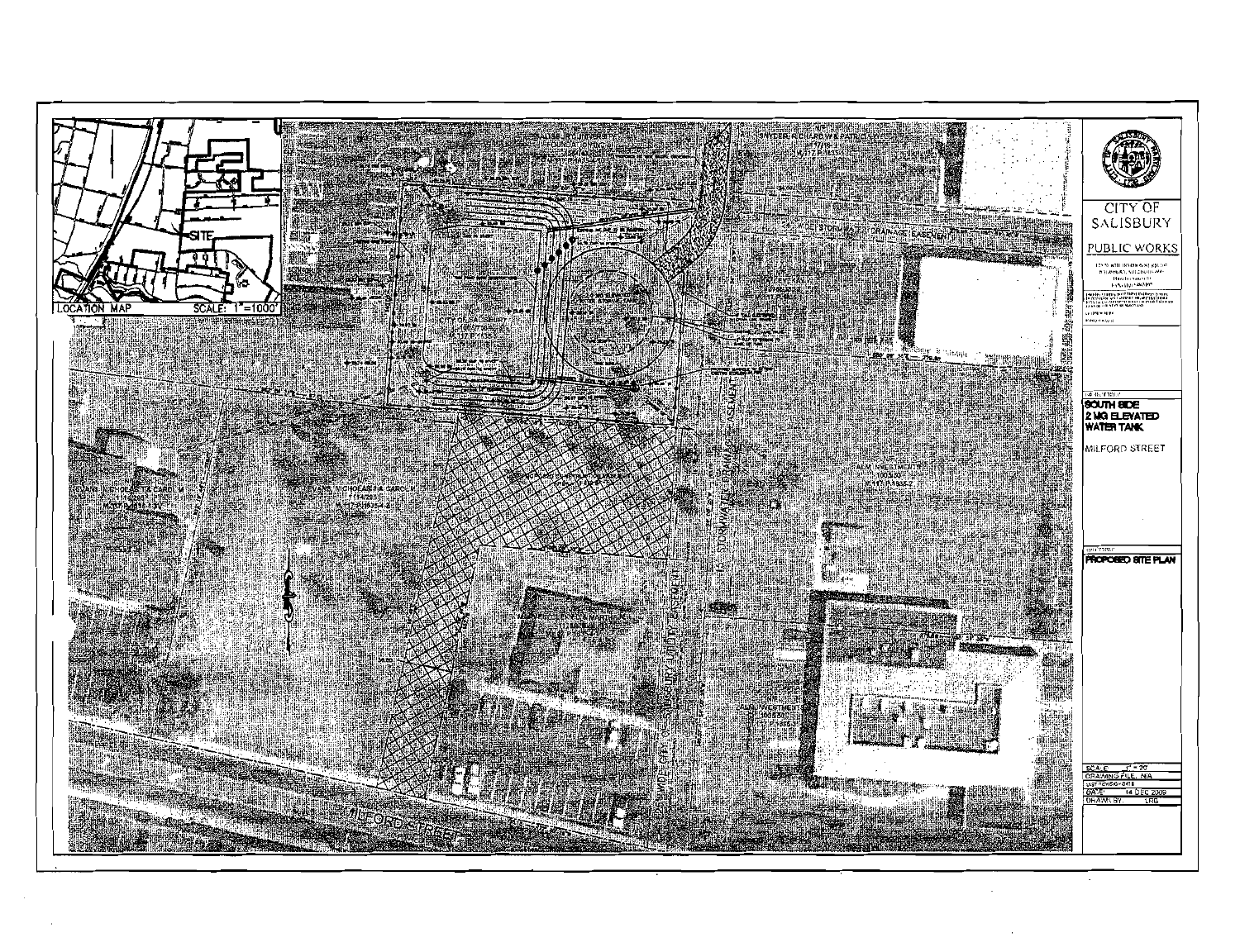LOCATION MAP SCALE: 1"=1000'

SITE

MILFORD STREET

CITY OF SALISBURY

PUBLIC WORKS

SOUTH SIDE
2 MG ELEVATED
WATER TANK

MILFORD STREET

PROPOSED SITE PLAN

| | |
|---|---|
| SCALE | 1" = 20' |
| DRAWING FILE | N/A |
| DATE | 14 DEC 2009 |
| DRAWN BY | LRB |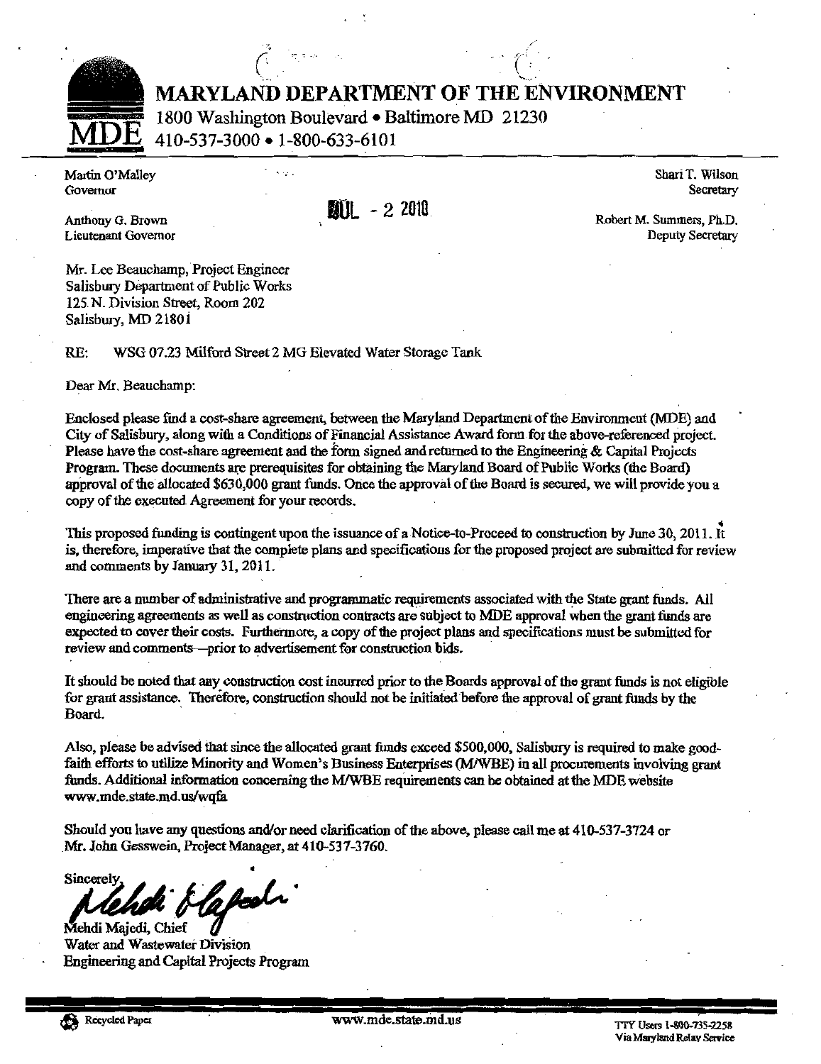# MARYLAND DEPARTMENT OF THE ENVIRONMENT

1800 Washington Boulevard • Baltimore MD 21230
410-537-3000 • 1-800-633-6101

Martin O'Malley
Governor

Anthony G. Brown
Lieutenant Governor

JUL - 2 2010

Shari T. Wilson
Secretary

Robert M. Summers, Ph.D.
Deputy Secretary

Mr. Lee Beauchamp, Project Engineer
Salisbury Department of Public Works
125 N. Division Street, Room 202
Salisbury, MD 21801

RE: WSG 07.23 Milford Street 2 MG Elevated Water Storage Tank

Dear Mr. Beauchamp:

Enclosed please find a cost-share agreement, between the Maryland Department of the Environment (MDE) and City of Salisbury, along with a Conditions of Financial Assistance Award form for the above-referenced project. Please have the cost-share agreement and the form signed and returned to the Engineering & Capital Projects Program. These documents are prerequisites for obtaining the Maryland Board of Public Works (the Board) approval of the allocated $630,000 grant funds. Once the approval of the Board is secured, we will provide you a copy of the executed Agreement for your records.

This proposed funding is contingent upon the issuance of a Notice-to-Proceed to construction by June 30, 2011. It is, therefore, imperative that the complete plans and specifications for the proposed project are submitted for review and comments by January 31, 2011.

There are a number of administrative and programmatic requirements associated with the State grant funds. All engineering agreements as well as construction contracts are subject to MDE approval when the grant funds are expected to cover their costs. Furthermore, a copy of the project plans and specifications must be submitted for review and comments—prior to advertisement for construction bids.

It should be noted that any construction cost incurred prior to the Boards approval of the grant funds is not eligible for grant assistance. Therefore, construction should not be initiated before the approval of grant funds by the Board.

Also, please be advised that since the allocated grant funds exceed $500,000, Salisbury is required to make good-faith efforts to utilize Minority and Women's Business Enterprises (M/WBE) in all procurements involving grant funds. Additional information concerning the M/WBE requirements can be obtained at the MDE website www.mde.state.md.us/wqfa

Should you have any questions and/or need clarification of the above, please call me at 410-537-3724 or Mr. John Gesswein, Project Manager, at 410-537-3760.

Sincerely,

Mehdi Majedi

Mehdi Majedi, Chief
Water and Wastewater Division
Engineering and Capital Projects Program

Recycled Paper

www.mde.state.md.us

TTY Users 1-800-735-2258
Via Maryland Relay Service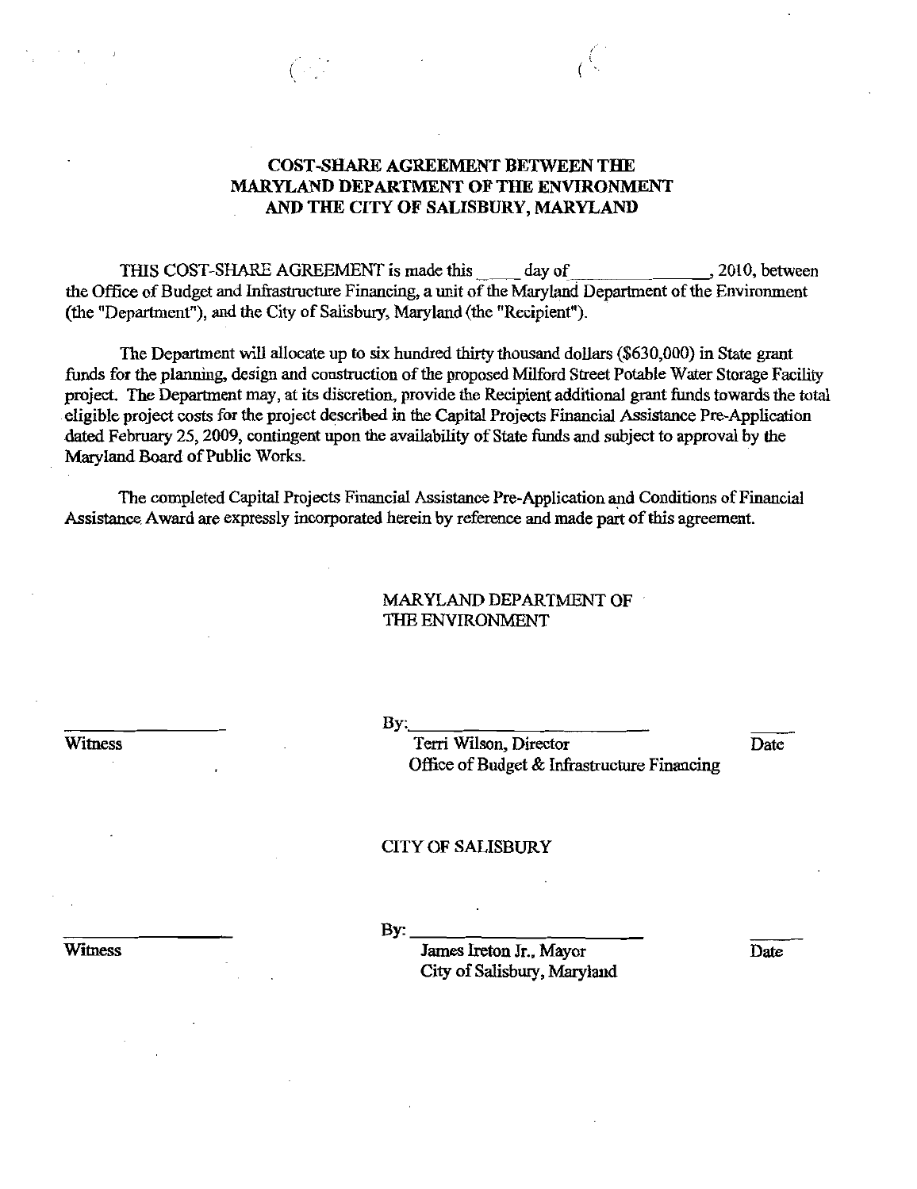# COST-SHARE AGREEMENT BETWEEN THE MARYLAND DEPARTMENT OF THE ENVIRONMENT AND THE CITY OF SALISBURY, MARYLAND

THIS COST-SHARE AGREEMENT is made this ____ day of ______________, 2010, between the Office of Budget and Infrastructure Financing, a unit of the Maryland Department of the Environment (the "Department"), and the City of Salisbury, Maryland (the "Recipient").

The Department will allocate up to six hundred thirty thousand dollars ($630,000) in State grant funds for the planning, design and construction of the proposed Milford Street Potable Water Storage Facility project. The Department may, at its discretion, provide the Recipient additional grant funds towards the total eligible project costs for the project described in the Capital Projects Financial Assistance Pre-Application dated February 25, 2009, contingent upon the availability of State funds and subject to approval by the Maryland Board of Public Works.

The completed Capital Projects Financial Assistance Pre-Application and Conditions of Financial Assistance Award are expressly incorporated herein by reference and made part of this agreement.

MARYLAND DEPARTMENT OF THE ENVIRONMENT

_______________ Witness

By: ______________________
Terri Wilson, Director
Office of Budget & Infrastructure Financing

_____ Date

CITY OF SALISBURY

_______________ Witness

By: ______________________
James Ireton Jr., Mayor
City of Salisbury, Maryland

_____ Date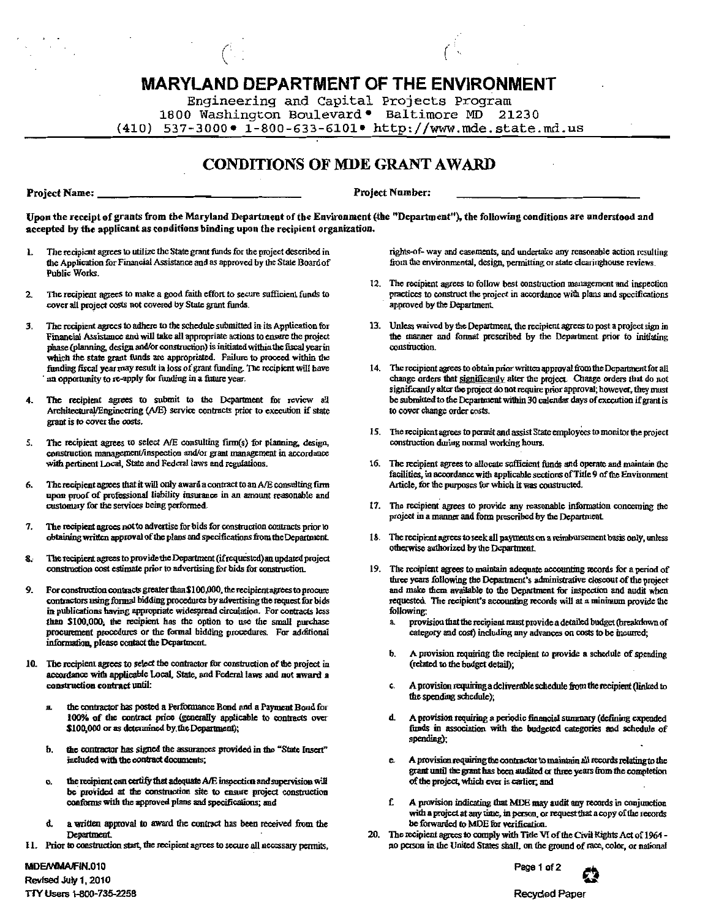# MARYLAND DEPARTMENT OF THE ENVIRONMENT

Engineering and Capital Projects Program
1800 Washington Boulevard • Baltimore MD 21230
(410) 537-3000 • 1-800-633-6101 • http://www.mde.state.md.us

## CONDITIONS OF MDE GRANT AWARD

**Project Name:** ______________________ **Project Number:** ______________________

**Upon the receipt of grants from the Maryland Department of the Environment (the "Department"), the following conditions are understood and accepted by the applicant as conditions binding upon the recipient organization.**

1. The recipient agrees to utilize the State grant funds for the project described in the Application for Financial Assistance and as approved by the State Board of Public Works.

2. The recipient agrees to make a good faith effort to secure sufficient funds to cover all project costs not covered by State grant funds.

3. The recipient agrees to adhere to the schedule submitted in its Application for Financial Assistance and will take all appropriate actions to ensure the project phase (planning, design and/or construction) is initiated within the fiscal year in which the state grant funds are appropriated. Failure to proceed within the funding fiscal year may result in loss of grant funding. The recipient will have an opportunity to re-apply for funding in a future year.

4. The recipient agrees to submit to the Department for review all Architectural/Engineering (A/E) service contracts prior to execution if state grant is to cover the costs.

5. The recipient agrees to select A/E consulting firm(s) for planning, design, construction management/inspection and/or grant management in accordance with pertinent Local, State and Federal laws and regulations.

6. The recipient agrees that it will only award a contract to an A/E consulting firm upon proof of professional liability insurance in an amount reasonable and customary for the services being performed.

7. The recipient agrees not to advertise for bids for construction contracts prior to obtaining written approval of the plans and specifications from the Department.

8. The recipient agrees to provide the Department (if requested) an updated project construction cost estimate prior to advertising for bids for construction.

9. For construction contracts greater than $100,000, the recipient agrees to procure contractors using formal bidding procedures by advertising the request for bids in publications having appropriate widespread circulation. For contracts less than $100,000, the recipient has the option to use the small purchase procurement procedures or the formal bidding procedures. For additional information, please contact the Department.

10. The recipient agrees to select the contractor for construction of the project in accordance with applicable Local, State, and Federal laws and not award a construction contract until:

    a. the contractor has posted a Performance Bond and a Payment Bond for 100% of the contract price (generally applicable to contracts over $100,000 or as determined by the Department);

    b. the contractor has signed the assurances provided in the "State Insert" included with the contract documents;

    c. the recipient can certify that adequate A/E inspection and supervision will be provided at the construction site to ensure project construction conforms with the approved plans and specifications; and

    d. a written approval to award the contract has been received from the Department.

11. Prior to construction start, the recipient agrees to secure all necessary permits, rights-of- way and easements, and undertake any reasonable action resulting from the environmental, design, permitting or state clearinghouse reviews.

12. The recipient agrees to follow best construction management and inspection practices to construct the project in accordance with plans and specifications approved by the Department.

13. Unless waived by the Department, the recipient agrees to post a project sign in the manner and format prescribed by the Department prior to initiating construction.

14. The recipient agrees to obtain prior written approval from the Department for all change orders that significantly alter the project. Change orders that do not significantly alter the project do not require prior approval; however, they must be submitted to the Department within 30 calendar days of execution if grant is to cover change order costs.

15. The recipient agrees to permit and assist State employees to monitor the project construction during normal working hours.

16. The recipient agrees to allocate sufficient funds and operate and maintain the facilities, in accordance with applicable sections of Title 9 of the Environment Article, for the purposes for which it was constructed.

17. The recipient agrees to provide any reasonable information concerning the project in a manner and form prescribed by the Department.

18. The recipient agrees to seek all payments on a reimbursement basis only, unless otherwise authorized by the Department.

19. The recipient agrees to maintain adequate accounting records for a period of three years following the Department's administrative closeout of the project and make them available to the Department for inspection and audit when requested. The recipient's accounting records will at a minimum provide the following:

    a. provision that the recipient must provide a detailed budget (breakdown of category and cost) including any advances on costs to be incurred;

    b. A provision requiring the recipient to provide a schedule of spending (related to the budget detail);

    c. A provision requiring a deliverable schedule from the recipient (linked to the spending schedule);

    d. A provision requiring a periodic financial summary (defining expended funds in association with the budgeted categories and schedule of spending);

    e. A provision requiring the contractor to maintain all records relating to the grant until the grant has been audited or three years from the completion of the project, which ever is earlier; and

    f. A provision indicating that MDE may audit any records in conjunction with a project at any time, in person, or request that a copy of the records be forwarded to MDE for verification.

20. The recipient agrees to comply with Title VI of the Civil Rights Act of 1964 - no person in the United States shall, on the ground of race, color, or national

MDE/WMA/FIN.010
Revised July 1, 2010
TTY Users 1-800-735-2258

Recycled Paper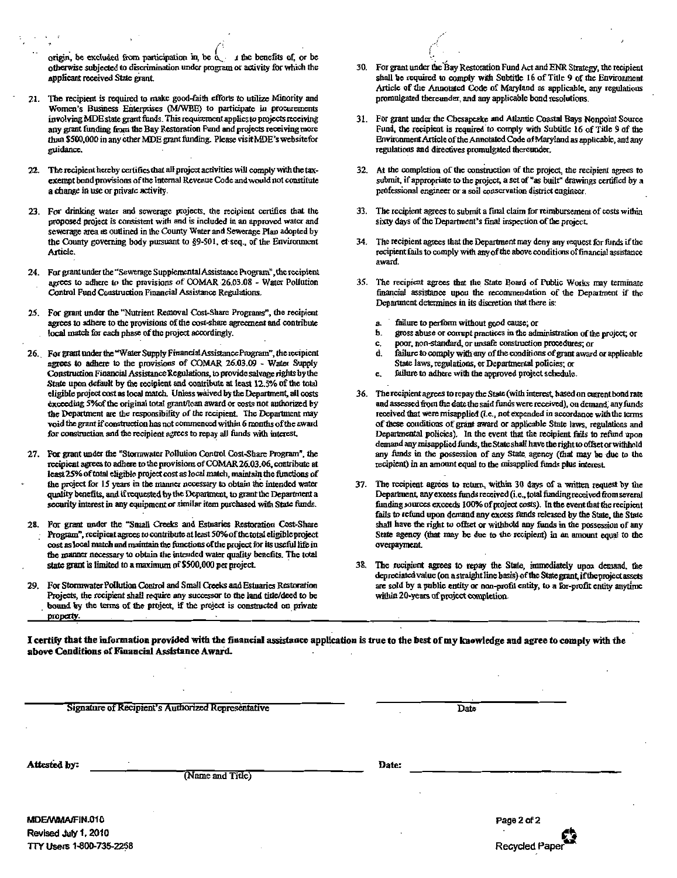origin, be excluded from participation in, be d... the benefits of, or be otherwise subjected to discrimination under program or activity for which the applicant received State grant.

21. The recipient is required to make good-faith efforts to utilize Minority and Women's Business Enterprises (M/WBE) to participate in procurements involving MDE state grant funds. This requirement applies to projects receiving any grant funding from the Bay Restoration Fund and projects receiving more than $500,000 in any other MDE grant funding. Please visit MDE's website for guidance.

22. The recipient hereby certifies that all project activities will comply with the tax-exempt bond provisions of the Internal Revenue Code and would not constitute a change in use or private activity.

23. For drinking water and sewerage projects, the recipient certifies that the proposed project is consistent with and is included in an approved water and sewerage area as outlined in the County Water and Sewerage Plan adopted by the County governing body pursuant to §9-501, et seq., of the Environment Article.

24. For grant under the "Sewerage Supplemental Assistance Program", the recipient agrees to adhere to the provisions of COMAR 26.03.08 - Water Pollution Control Fund Construction Financial Assistance Regulations.

25. For grant under the "Nutrient Removal Cost-Share Programs", the recipient agrees to adhere to the provisions of the cost-share agreement and contribute local match for each phase of the project accordingly.

26. For grant under the "Water Supply Financial Assistance Program", the recipient agrees to adhere to the provisions of COMAR 26.03.09 - Water Supply Construction Financial Assistance Regulations, to provide salvage rights by the State upon default by the recipient and contribute at least 12.5% of the total eligible project cost as local match. Unless waived by the Department, all costs exceeding 5% of the original total grant/loan award or costs not authorized by the Department are the responsibility of the recipient. The Department may void the grant if construction has not commenced within 6 months of the award for construction and the recipient agrees to repay all funds with interest.

27. For grant under the "Stormwater Pollution Control Cost-Share Program", the recipient agrees to adhere to the provisions of COMAR 26.03.06, contribute at least 25% of total eligible project cost as local match, maintain the functions of the project for 15 years in the manner necessary to obtain the intended water quality benefits, and if requested by the Department, to grant the Department a security interest in any equipment or similar item purchased with State funds.

28. For grant under the "Small Creeks and Estuaries Restoration Cost-Share Program", recipient agrees to contribute at least 50% of the total eligible project cost as local match and maintain the functions of the project for its useful life in the manner necessary to obtain the intended water quality benefits. The total state grant is limited to a maximum of $500,000 per project.

29. For Stormwater Pollution Control and Small Creeks and Estuaries Restoration Projects, the recipient shall require any successor to the land title/deed to be bound by the terms of the project, if the project is constructed on private property.

30. For grant under the Bay Restoration Fund Act and ENR Strategy, the recipient shall be required to comply with Subtitle 16 of Title 9 of the Environment Article of the Annotated Code of Maryland as applicable, any regulations promulgated thereunder, and any applicable bond resolutions.

31. For grant under the Chesapeake and Atlantic Coastal Bays Nonpoint Source Fund, the recipient is required to comply with Subtitle 16 of Title 9 of the Environment Article of the Annotated Code of Maryland as applicable, and any regulations and directives promulgated thereunder.

32. At the completion of the construction of the project, the recipient agrees to submit, if appropriate to the project, a set of "as built" drawings certified by a professional engineer or a soil conservation district engineer.

33. The recipient agrees to submit a final claim for reimbursement of costs within sixty days of the Department's final inspection of the project.

34. The recipient agrees that the Department may deny any request for funds if the recipient fails to comply with any of the above conditions of financial assistance award.

35. The recipient agrees that the State Board of Public Works may terminate financial assistance upon the recommendation of the Department if the Department determines in its discretion that there is:

    a. failure to perform without good cause; or
    b. gross abuse or corrupt practices in the administration of the project; or
    c. poor, non-standard, or unsafe construction procedures; or
    d. failure to comply with any of the conditions of grant award or applicable State laws, regulations, or Departmental policies; or
    e. failure to adhere with the approved project schedule.

36. The recipient agrees to repay the State (with interest, based on current bond rate and assessed from the date the said funds were received), on demand, any funds received that were misapplied (i.e., not expended in accordance with the terms of these conditions of grant award or applicable State laws, regulations and Departmental policies). In the event that the recipient fails to refund upon demand any misapplied funds, the State shall have the right to offset or withhold any funds in the possession of any State agency (that may be due to the recipient) in an amount equal to the misapplied funds plus interest.

37. The recipient agrees to return, within 30 days of a written request by the Department, any excess funds received (i.e., total funding received from several funding sources exceeds 100% of project costs). In the event that the recipient fails to refund upon demand any excess funds released by the State, the State shall have the right to offset or withhold any funds in the possession of any State agency (that may be due to the recipient) in an amount equal to the overpayment.

38. The recipient agrees to repay the State, immediately upon demand, the depreciated value (on a straight line basis) of the State grant, if the project assets are sold by a public entity or non-profit entity, to a for-profit entity anytime within 20-years of project completion.

**I certify that the information provided with the financial assistance application is true to the best of my knowledge and agree to comply with the above Conditions of Financial Assistance Award.**

Signature of Recipient's Authorized Representative ________________ Date ________

**Attested by:** ________________ (Name and Title) **Date:** ________

MDE/WMA/FIN.010
Revised July 1, 2010
TTY Users 1-800-735-2258

Recycled Paper